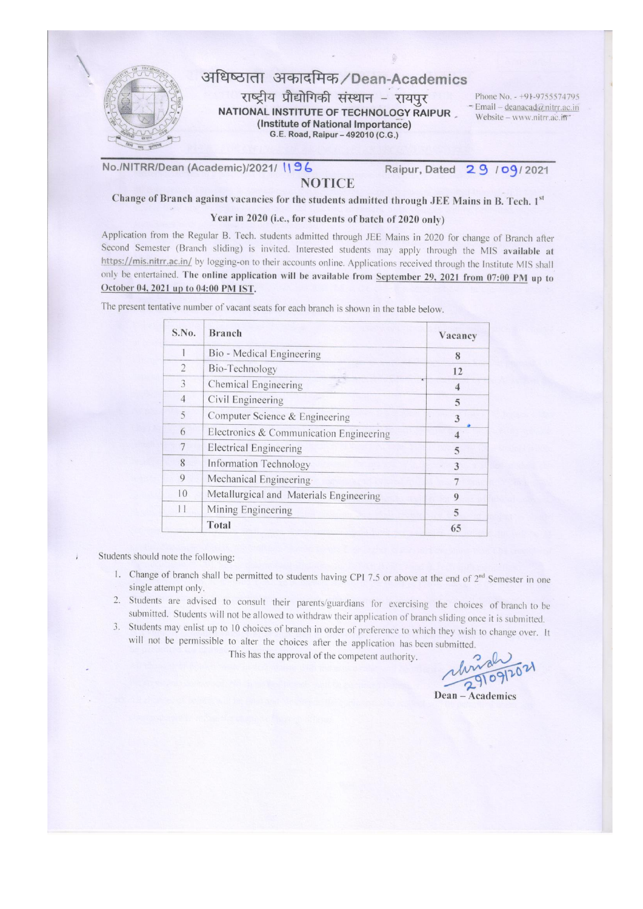# अधिष्ठाता अकादमिक/Dean-Academics

राष्ट्रीय प्रौद्योगिकी संस्थान - रायपुर

**NATIONAL INSTITUTE OF TECHNOLOGY RAIPUR**

**(Institute of National Importance)**

G.E. Road, Raipur – 492010 (C.G.)

Phone No. - +91-9755574795
- Email – deanacad@nitrr.ac.in
Website – www.nitrr.ac.in

No./NITRR/Dean (Academic)/2021/ 1196 Raipur, Dated 29 /09/ 2021

## NOTICE

**Change of Branch against vacancies for the students admitted through JEE Mains in B. Tech. 1st Year in 2020 (i.e., for students of batch of 2020 only)**

Application from the Regular B. Tech. students admitted through JEE Mains in 2020 for change of Branch after Second Semester (Branch sliding) is invited. Interested students may apply through the MIS **available at** https://mis.nitrr.ac.in/ by logging-on to their accounts online. Applications received through the Institute MIS shall only be entertained. **The online application will be available from September 29, 2021 from 07:00 PM up to October 04, 2021 up to 04:00 PM IST.**

The present tentative number of vacant seats for each branch is shown in the table below.

| S.No. | Branch | Vacancy |
|---|---|---|
| 1 | Bio - Medical Engineering | 8 |
| 2 | Bio-Technology | 12 |
| 3 | Chemical Engineering | 4 |
| 4 | Civil Engineering | 5 |
| 5 | Computer Science & Engineering | 3 |
| 6 | Electronics & Communication Engineering | 4 |
| 7 | Electrical Engineering | 5 |
| 8 | Information Technology | 3 |
| 9 | Mechanical Engineering | 7 |
| 10 | Metallurgical and Materials Engineering | 9 |
| 11 | Mining Engineering | 5 |
| | **Total** | 65 |

Students should note the following:

1. Change of branch shall be permitted to students having CPI 7.5 or above at the end of 2nd Semester in one single attempt only.
2. Students are advised to consult their parents/guardians for exercising the choices of branch to be submitted. Students will not be allowed to withdraw their application of branch sliding once it is submitted.
3. Students may enlist up to 10 choices of branch in order of preference to which they wish to change over. It will not be permissible to alter the choices after the application has been submitted.

This has the approval of the competent authority.

29/09/2021

**Dean – Academics**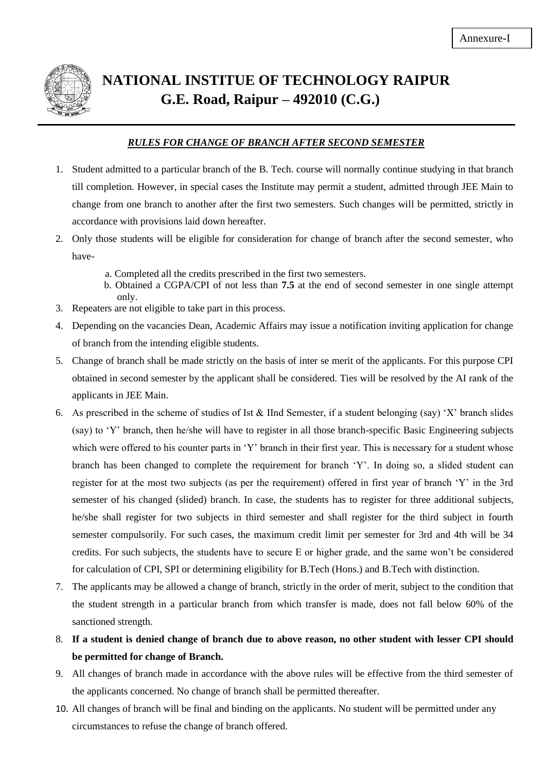Annexure-I

# NATIONAL INSTITUE OF TECHNOLOGY RAIPUR

## G.E. Road, Raipur – 492010 (C.G.)

***RULES FOR CHANGE OF BRANCH AFTER SECOND SEMESTER***

1. Student admitted to a particular branch of the B. Tech. course will normally continue studying in that branch till completion. However, in special cases the Institute may permit a student, admitted through JEE Main to change from one branch to another after the first two semesters. Such changes will be permitted, strictly in accordance with provisions laid down hereafter.
2. Only those students will be eligible for consideration for change of branch after the second semester, who have-
   a. Completed all the credits prescribed in the first two semesters.
   b. Obtained a CGPA/CPI of not less than **7.5** at the end of second semester in one single attempt only.
3. Repeaters are not eligible to take part in this process.
4. Depending on the vacancies Dean, Academic Affairs may issue a notification inviting application for change of branch from the intending eligible students.
5. Change of branch shall be made strictly on the basis of inter se merit of the applicants. For this purpose CPI obtained in second semester by the applicant shall be considered. Ties will be resolved by the AI rank of the applicants in JEE Main.
6. As prescribed in the scheme of studies of Ist & IInd Semester, if a student belonging (say) 'X' branch slides (say) to 'Y' branch, then he/she will have to register in all those branch-specific Basic Engineering subjects which were offered to his counter parts in 'Y' branch in their first year. This is necessary for a student whose branch has been changed to complete the requirement for branch 'Y'. In doing so, a slided student can register for at the most two subjects (as per the requirement) offered in first year of branch 'Y' in the 3rd semester of his changed (slided) branch. In case, the students has to register for three additional subjects, he/she shall register for two subjects in third semester and shall register for the third subject in fourth semester compulsorily. For such cases, the maximum credit limit per semester for 3rd and 4th will be 34 credits. For such subjects, the students have to secure E or higher grade, and the same won't be considered for calculation of CPI, SPI or determining eligibility for B.Tech (Hons.) and B.Tech with distinction.
7. The applicants may be allowed a change of branch, strictly in the order of merit, subject to the condition that the student strength in a particular branch from which transfer is made, does not fall below 60% of the sanctioned strength.
8. **If a student is denied change of branch due to above reason, no other student with lesser CPI should be permitted for change of Branch.**
9. All changes of branch made in accordance with the above rules will be effective from the third semester of the applicants concerned. No change of branch shall be permitted thereafter.
10. All changes of branch will be final and binding on the applicants. No student will be permitted under any circumstances to refuse the change of branch offered.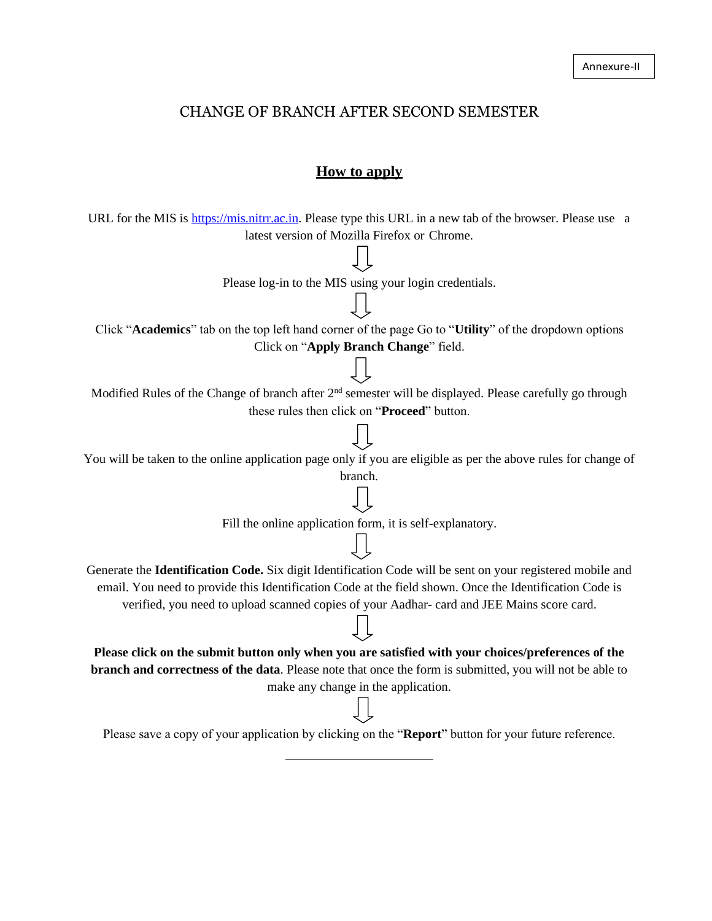Annexure-II

# CHANGE OF BRANCH AFTER SECOND SEMESTER

## **How to apply**

URL for the MIS is [https://mis.nitrr.ac.in](https://mis.nitrr.ac.in). Please type this URL in a new tab of the browser. Please use a latest version of Mozilla Firefox or Chrome.

⇩

Please log-in to the MIS using your login credentials.

⇩

Click "**Academics**" tab on the top left hand corner of the page Go to "**Utility**" of the dropdown options Click on "**Apply Branch Change**" field.

⇩

Modified Rules of the Change of branch after 2nd semester will be displayed. Please carefully go through these rules then click on "**Proceed**" button.

⇩

You will be taken to the online application page only if you are eligible as per the above rules for change of branch.

⇩

Fill the online application form, it is self-explanatory.

⇩

Generate the **Identification Code.** Six digit Identification Code will be sent on your registered mobile and email. You need to provide this Identification Code at the field shown. Once the Identification Code is verified, you need to upload scanned copies of your Aadhar- card and JEE Mains score card.

⇩

**Please click on the submit button only when you are satisfied with your choices/preferences of the branch and correctness of the data**. Please note that once the form is submitted, you will not be able to make any change in the application.

⇩

Please save a copy of your application by clicking on the "**Report**" button for your future reference.